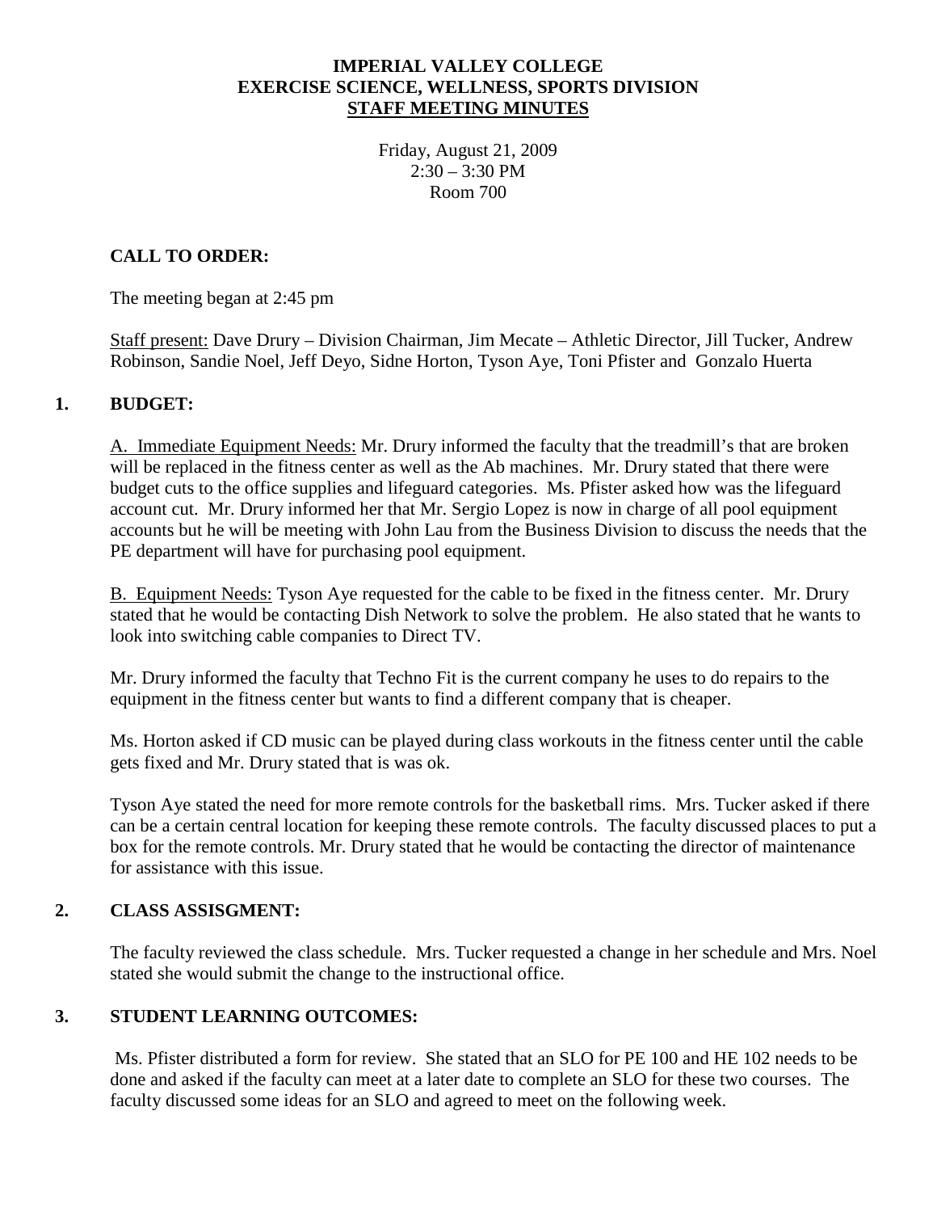# IMPERIAL VALLEY COLLEGE
# EXERCISE SCIENCE, WELLNESS, SPORTS DIVISION
## STAFF MEETING MINUTES

Friday, August 21, 2009
2:30 – 3:30 PM
Room 700

### CALL TO ORDER:

The meeting began at 2:45 pm

Staff present: Dave Drury – Division Chairman, Jim Mecate – Athletic Director, Jill Tucker, Andrew Robinson, Sandie Noel, Jeff Deyo, Sidne Horton, Tyson Aye, Toni Pfister and Gonzalo Huerta

### 1. BUDGET:

A. Immediate Equipment Needs: Mr. Drury informed the faculty that the treadmill's that are broken will be replaced in the fitness center as well as the Ab machines. Mr. Drury stated that there were budget cuts to the office supplies and lifeguard categories. Ms. Pfister asked how was the lifeguard account cut. Mr. Drury informed her that Mr. Sergio Lopez is now in charge of all pool equipment accounts but he will be meeting with John Lau from the Business Division to discuss the needs that the PE department will have for purchasing pool equipment.

B. Equipment Needs: Tyson Aye requested for the cable to be fixed in the fitness center. Mr. Drury stated that he would be contacting Dish Network to solve the problem. He also stated that he wants to look into switching cable companies to Direct TV.

Mr. Drury informed the faculty that Techno Fit is the current company he uses to do repairs to the equipment in the fitness center but wants to find a different company that is cheaper.

Ms. Horton asked if CD music can be played during class workouts in the fitness center until the cable gets fixed and Mr. Drury stated that is was ok.

Tyson Aye stated the need for more remote controls for the basketball rims. Mrs. Tucker asked if there can be a certain central location for keeping these remote controls. The faculty discussed places to put a box for the remote controls. Mr. Drury stated that he would be contacting the director of maintenance for assistance with this issue.

### 2. CLASS ASSISGMENT:

The faculty reviewed the class schedule. Mrs. Tucker requested a change in her schedule and Mrs. Noel stated she would submit the change to the instructional office.

### 3. STUDENT LEARNING OUTCOMES:

Ms. Pfister distributed a form for review. She stated that an SLO for PE 100 and HE 102 needs to be done and asked if the faculty can meet at a later date to complete an SLO for these two courses. The faculty discussed some ideas for an SLO and agreed to meet on the following week.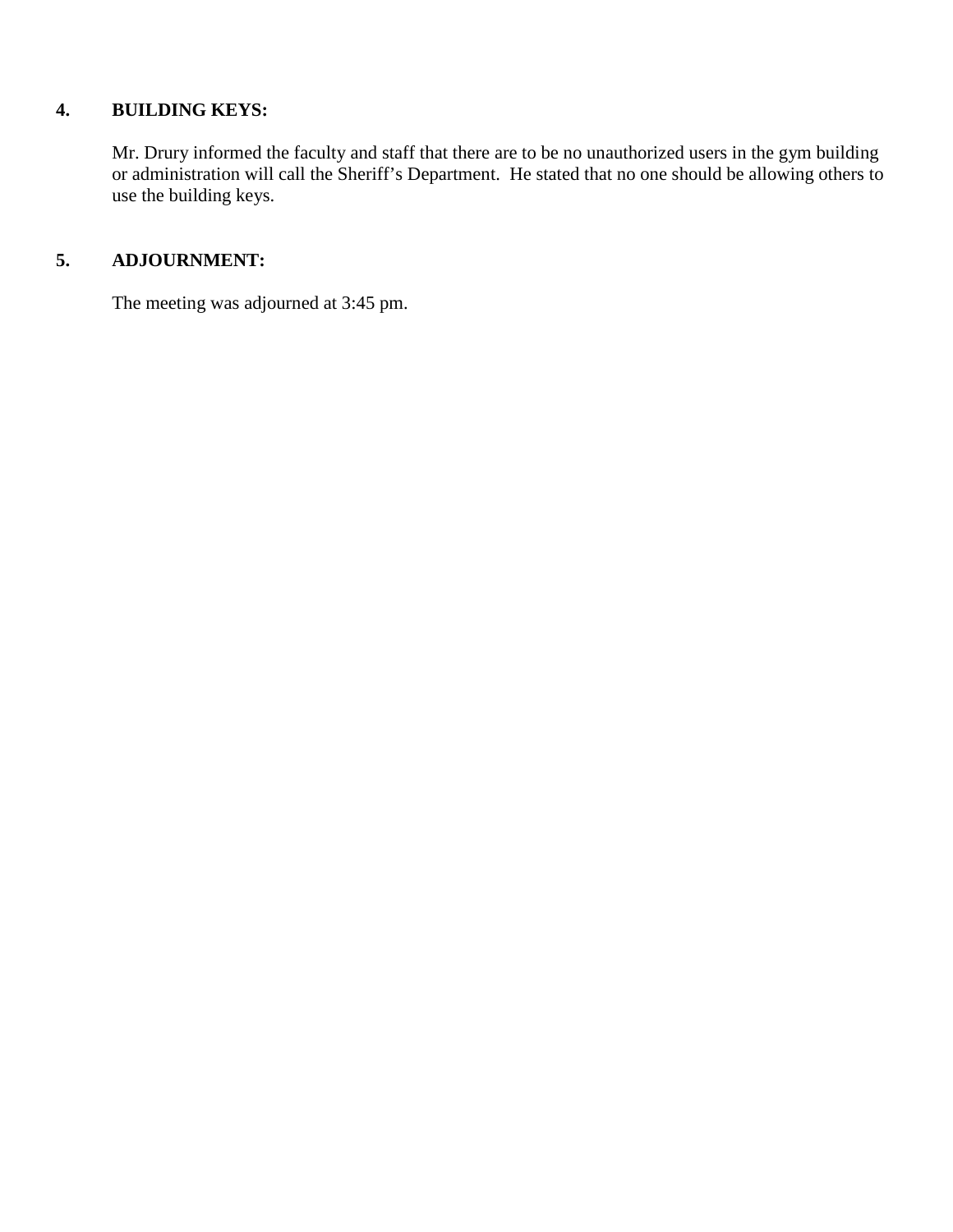**4. BUILDING KEYS:**

Mr. Drury informed the faculty and staff that there are to be no unauthorized users in the gym building or administration will call the Sheriff's Department. He stated that no one should be allowing others to use the building keys.

**5. ADJOURNMENT:**

The meeting was adjourned at 3:45 pm.